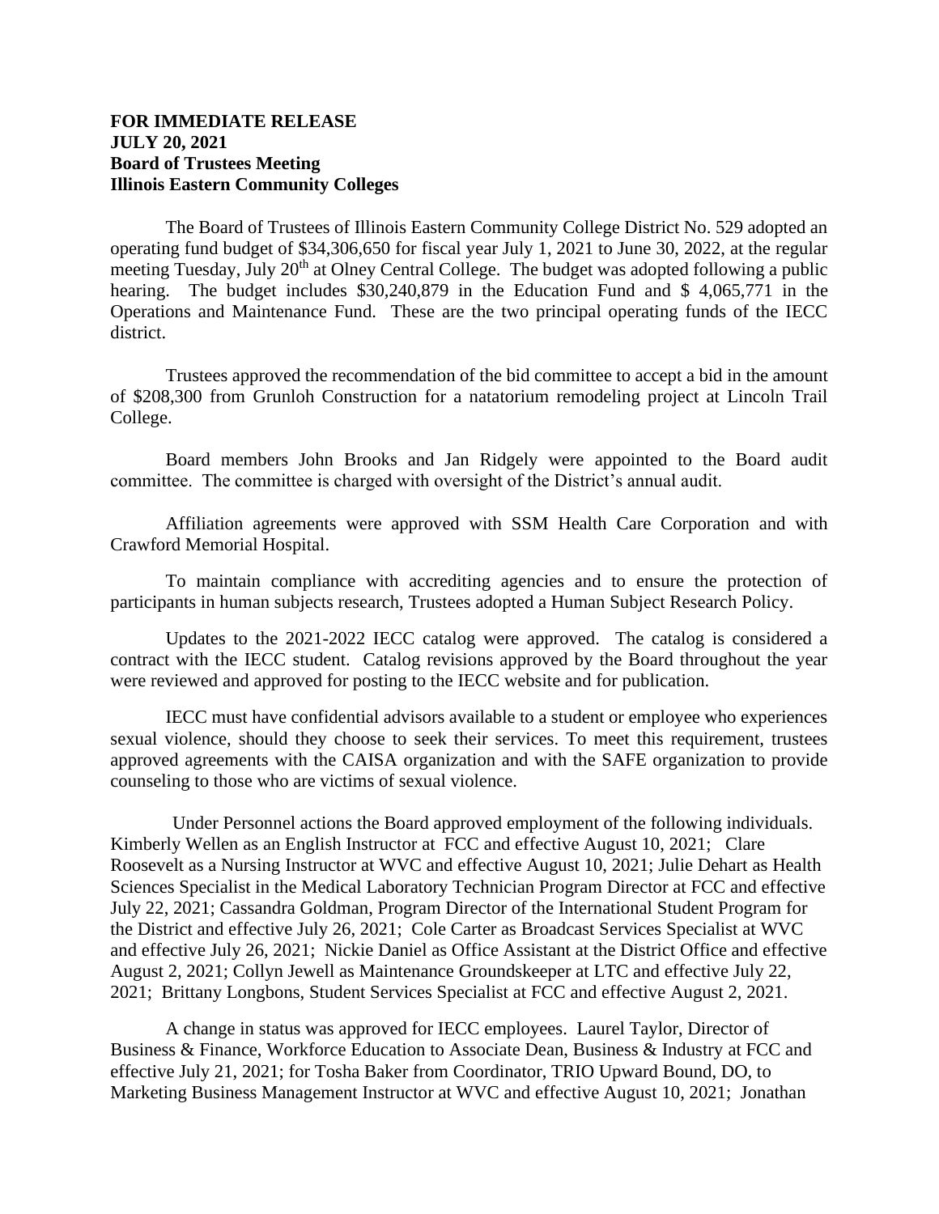**FOR IMMEDIATE RELEASE**
**JULY 20, 2021**
**Board of Trustees Meeting**
**Illinois Eastern Community Colleges**

The Board of Trustees of Illinois Eastern Community College District No. 529 adopted an operating fund budget of $34,306,650 for fiscal year July 1, 2021 to June 30, 2022, at the regular meeting Tuesday, July 20th at Olney Central College. The budget was adopted following a public hearing. The budget includes $30,240,879 in the Education Fund and $ 4,065,771 in the Operations and Maintenance Fund. These are the two principal operating funds of the IECC district.

Trustees approved the recommendation of the bid committee to accept a bid in the amount of $208,300 from Grunloh Construction for a natatorium remodeling project at Lincoln Trail College.

Board members John Brooks and Jan Ridgely were appointed to the Board audit committee. The committee is charged with oversight of the District's annual audit.

Affiliation agreements were approved with SSM Health Care Corporation and with Crawford Memorial Hospital.

To maintain compliance with accrediting agencies and to ensure the protection of participants in human subjects research, Trustees adopted a Human Subject Research Policy.

Updates to the 2021-2022 IECC catalog were approved. The catalog is considered a contract with the IECC student. Catalog revisions approved by the Board throughout the year were reviewed and approved for posting to the IECC website and for publication.

IECC must have confidential advisors available to a student or employee who experiences sexual violence, should they choose to seek their services. To meet this requirement, trustees approved agreements with the CAISA organization and with the SAFE organization to provide counseling to those who are victims of sexual violence.

Under Personnel actions the Board approved employment of the following individuals. Kimberly Wellen as an English Instructor at FCC and effective August 10, 2021; Clare Roosevelt as a Nursing Instructor at WVC and effective August 10, 2021; Julie Dehart as Health Sciences Specialist in the Medical Laboratory Technician Program Director at FCC and effective July 22, 2021; Cassandra Goldman, Program Director of the International Student Program for the District and effective July 26, 2021; Cole Carter as Broadcast Services Specialist at WVC and effective July 26, 2021; Nickie Daniel as Office Assistant at the District Office and effective August 2, 2021; Collyn Jewell as Maintenance Groundskeeper at LTC and effective July 22, 2021; Brittany Longbons, Student Services Specialist at FCC and effective August 2, 2021.

A change in status was approved for IECC employees. Laurel Taylor, Director of Business & Finance, Workforce Education to Associate Dean, Business & Industry at FCC and effective July 21, 2021; for Tosha Baker from Coordinator, TRIO Upward Bound, DO, to Marketing Business Management Instructor at WVC and effective August 10, 2021; Jonathan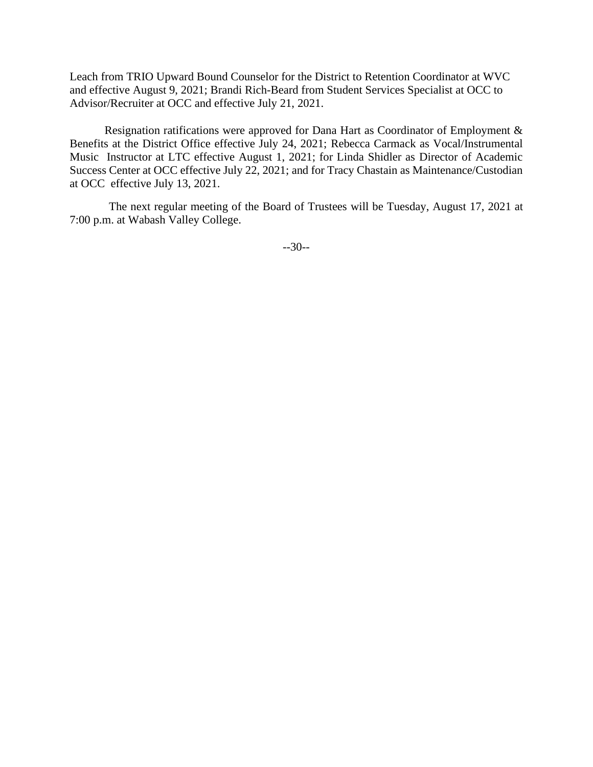Leach from TRIO Upward Bound Counselor for the District to Retention Coordinator at WVC and effective August 9, 2021; Brandi Rich-Beard from Student Services Specialist at OCC to Advisor/Recruiter at OCC and effective July 21, 2021.

Resignation ratifications were approved for Dana Hart as Coordinator of Employment & Benefits at the District Office effective July 24, 2021; Rebecca Carmack as Vocal/Instrumental Music Instructor at LTC effective August 1, 2021; for Linda Shidler as Director of Academic Success Center at OCC effective July 22, 2021; and for Tracy Chastain as Maintenance/Custodian at OCC effective July 13, 2021.

The next regular meeting of the Board of Trustees will be Tuesday, August 17, 2021 at 7:00 p.m. at Wabash Valley College.

--30--